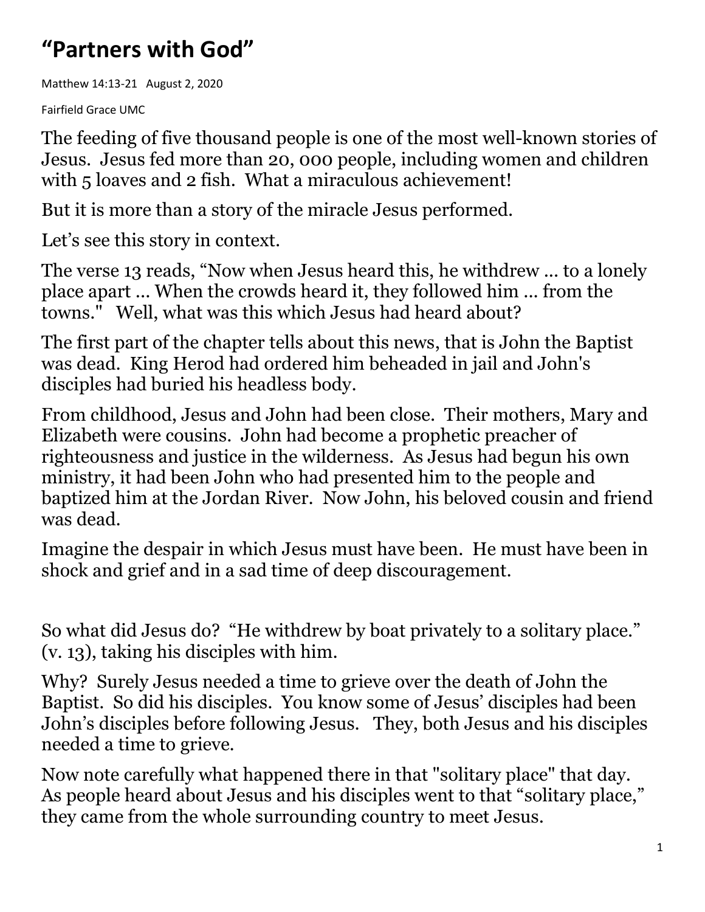# "Partners with God"

Matthew 14:13-21 August 2, 2020

Fairfield Grace UMC

The feeding of five thousand people is one of the most well-known stories of Jesus. Jesus fed more than 20, 000 people, including women and children with 5 loaves and 2 fish. What a miraculous achievement!

But it is more than a story of the miracle Jesus performed.

Let's see this story in context.

The verse 13 reads, "Now when Jesus heard this, he withdrew … to a lonely place apart … When the crowds heard it, they followed him … from the towns." Well, what was this which Jesus had heard about?

The first part of the chapter tells about this news, that is John the Baptist was dead. King Herod had ordered him beheaded in jail and John's disciples had buried his headless body.

From childhood, Jesus and John had been close. Their mothers, Mary and Elizabeth were cousins. John had become a prophetic preacher of righteousness and justice in the wilderness. As Jesus had begun his own ministry, it had been John who had presented him to the people and baptized him at the Jordan River. Now John, his beloved cousin and friend was dead.

Imagine the despair in which Jesus must have been. He must have been in shock and grief and in a sad time of deep discouragement.

So what did Jesus do? "He withdrew by boat privately to a solitary place." (v. 13), taking his disciples with him.

Why? Surely Jesus needed a time to grieve over the death of John the Baptist. So did his disciples. You know some of Jesus' disciples had been John's disciples before following Jesus. They, both Jesus and his disciples needed a time to grieve.

Now note carefully what happened there in that "solitary place" that day. As people heard about Jesus and his disciples went to that "solitary place," they came from the whole surrounding country to meet Jesus.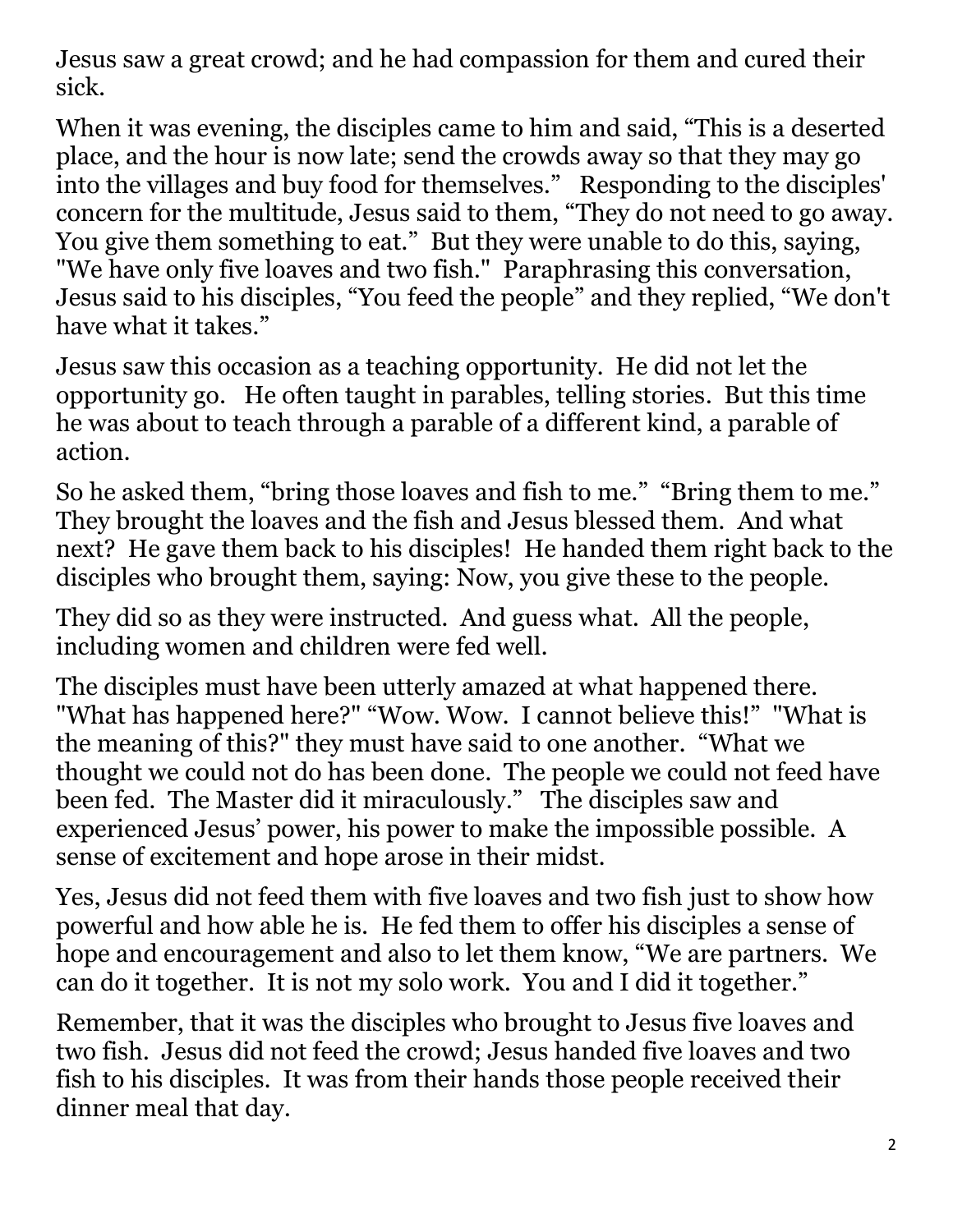Jesus saw a great crowd; and he had compassion for them and cured their sick.

When it was evening, the disciples came to him and said, "This is a deserted place, and the hour is now late; send the crowds away so that they may go into the villages and buy food for themselves." Responding to the disciples' concern for the multitude, Jesus said to them, "They do not need to go away. You give them something to eat." But they were unable to do this, saying, "We have only five loaves and two fish." Paraphrasing this conversation, Jesus said to his disciples, "You feed the people" and they replied, "We don't have what it takes."

Jesus saw this occasion as a teaching opportunity. He did not let the opportunity go. He often taught in parables, telling stories. But this time he was about to teach through a parable of a different kind, a parable of action.

So he asked them, "bring those loaves and fish to me." "Bring them to me." They brought the loaves and the fish and Jesus blessed them. And what next? He gave them back to his disciples! He handed them right back to the disciples who brought them, saying: Now, you give these to the people.

They did so as they were instructed. And guess what. All the people, including women and children were fed well.

The disciples must have been utterly amazed at what happened there. "What has happened here?" "Wow. Wow. I cannot believe this!" "What is the meaning of this?" they must have said to one another. "What we thought we could not do has been done. The people we could not feed have been fed. The Master did it miraculously." The disciples saw and experienced Jesus' power, his power to make the impossible possible. A sense of excitement and hope arose in their midst.

Yes, Jesus did not feed them with five loaves and two fish just to show how powerful and how able he is. He fed them to offer his disciples a sense of hope and encouragement and also to let them know, "We are partners. We can do it together. It is not my solo work. You and I did it together."

Remember, that it was the disciples who brought to Jesus five loaves and two fish. Jesus did not feed the crowd; Jesus handed five loaves and two fish to his disciples. It was from their hands those people received their dinner meal that day.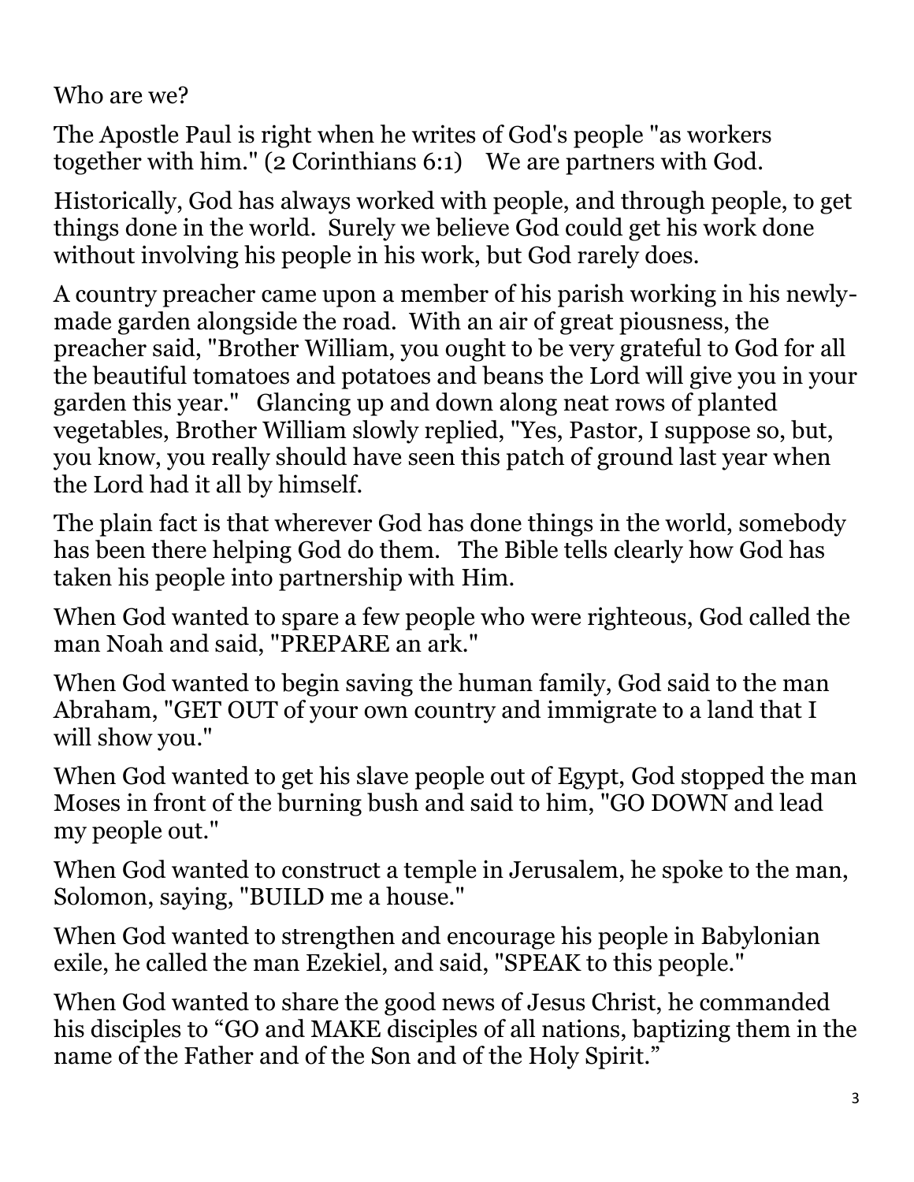Who are we?

The Apostle Paul is right when he writes of God's people "as workers together with him." (2 Corinthians 6:1)    We are partners with God.

Historically, God has always worked with people, and through people, to get things done in the world.  Surely we believe God could get his work done without involving his people in his work, but God rarely does.

A country preacher came upon a member of his parish working in his newly-made garden alongside the road.  With an air of great piousness, the preacher said, "Brother William, you ought to be very grateful to God for all the beautiful tomatoes and potatoes and beans the Lord will give you in your garden this year."   Glancing up and down along neat rows of planted vegetables, Brother William slowly replied, "Yes, Pastor, I suppose so, but, you know, you really should have seen this patch of ground last year when the Lord had it all by himself.

The plain fact is that wherever God has done things in the world, somebody has been there helping God do them.   The Bible tells clearly how God has taken his people into partnership with Him.

When God wanted to spare a few people who were righteous, God called the man Noah and said, "PREPARE an ark."

When God wanted to begin saving the human family, God said to the man Abraham, "GET OUT of your own country and immigrate to a land that I will show you."

When God wanted to get his slave people out of Egypt, God stopped the man Moses in front of the burning bush and said to him, "GO DOWN and lead my people out."

When God wanted to construct a temple in Jerusalem, he spoke to the man, Solomon, saying, "BUILD me a house."

When God wanted to strengthen and encourage his people in Babylonian exile, he called the man Ezekiel, and said, "SPEAK to this people."

When God wanted to share the good news of Jesus Christ, he commanded his disciples to “GO and MAKE disciples of all nations, baptizing them in the name of the Father and of the Son and of the Holy Spirit.”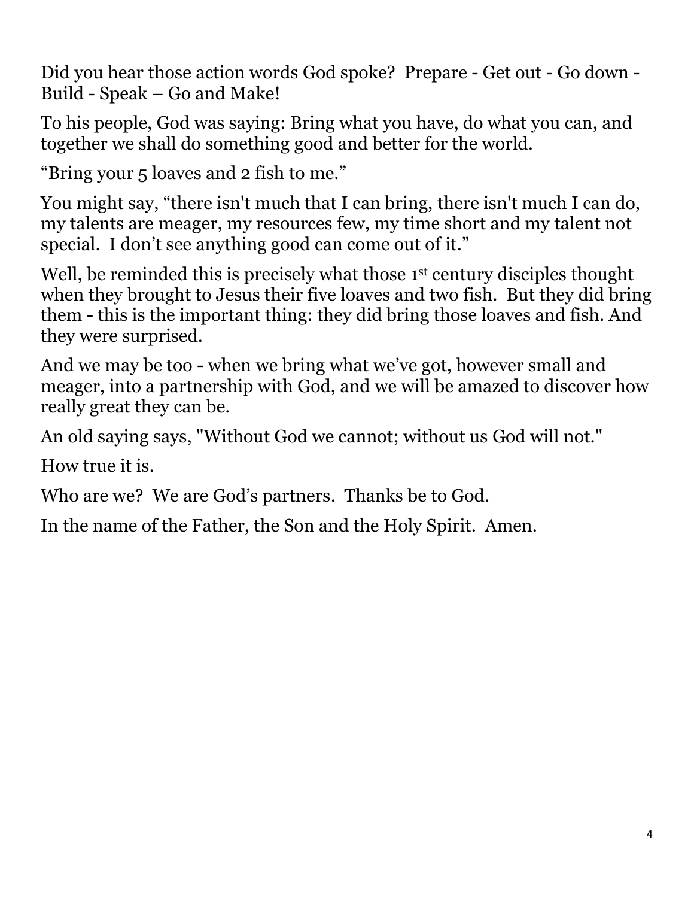Did you hear those action words God spoke? Prepare - Get out - Go down - Build - Speak – Go and Make!

To his people, God was saying: Bring what you have, do what you can, and together we shall do something good and better for the world.

"Bring your 5 loaves and 2 fish to me."

You might say, "there isn't much that I can bring, there isn't much I can do, my talents are meager, my resources few, my time short and my talent not special. I don't see anything good can come out of it."

Well, be reminded this is precisely what those 1st century disciples thought when they brought to Jesus their five loaves and two fish. But they did bring them - this is the important thing: they did bring those loaves and fish. And they were surprised.

And we may be too - when we bring what we've got, however small and meager, into a partnership with God, and we will be amazed to discover how really great they can be.

An old saying says, "Without God we cannot; without us God will not."

How true it is.

Who are we? We are God's partners. Thanks be to God.

In the name of the Father, the Son and the Holy Spirit. Amen.